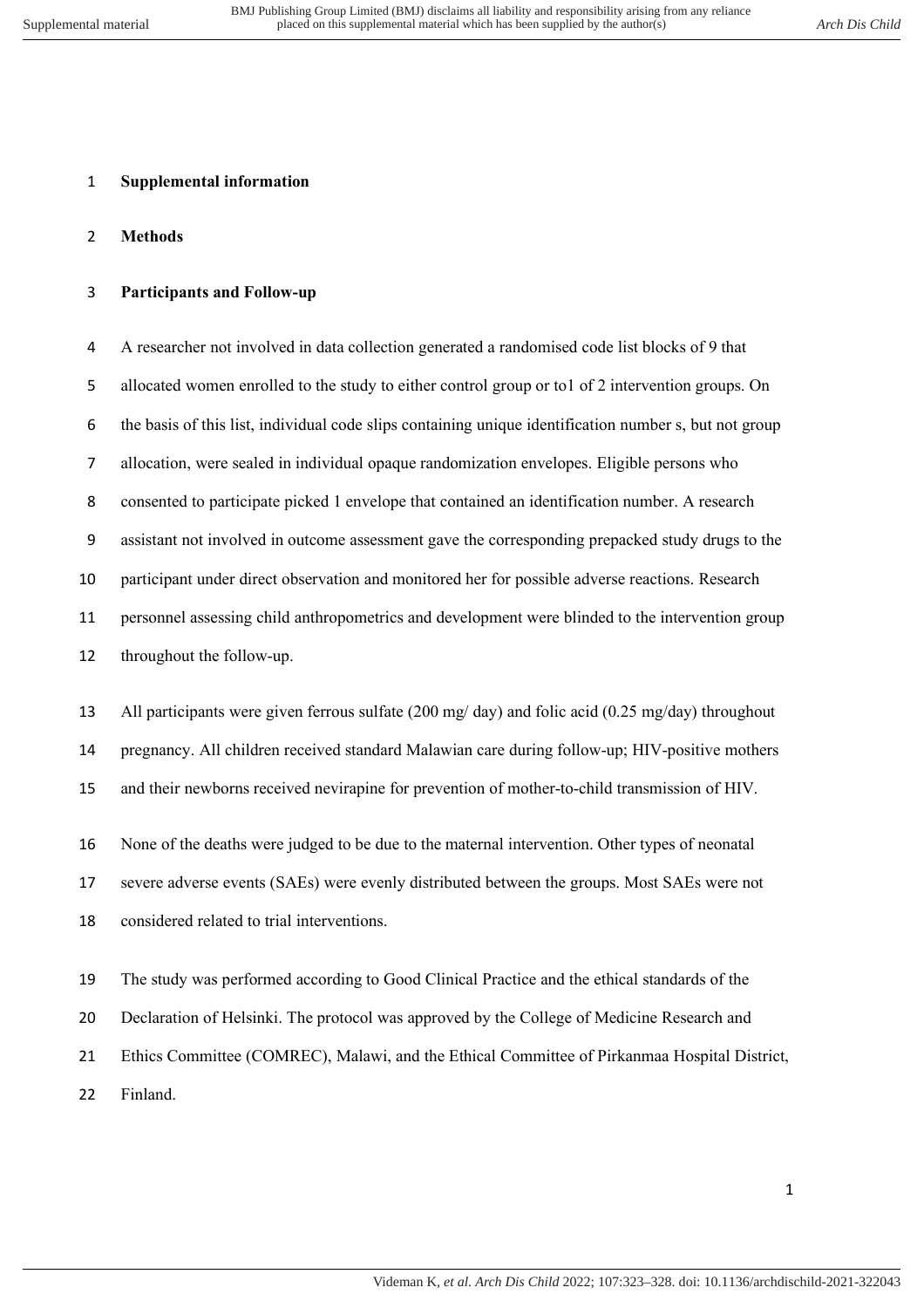# Supplemental information

## Methods

### Participants and Follow-up

A researcher not involved in data collection generated a randomised code list blocks of 9 that allocated women enrolled to the study to either control group or to1 of 2 intervention groups. On the basis of this list, individual code slips containing unique identification number s, but not group allocation, were sealed in individual opaque randomization envelopes. Eligible persons who consented to participate picked 1 envelope that contained an identification number. A research assistant not involved in outcome assessment gave the corresponding prepacked study drugs to the participant under direct observation and monitored her for possible adverse reactions. Research personnel assessing child anthropometrics and development were blinded to the intervention group throughout the follow-up.

All participants were given ferrous sulfate (200 mg/ day) and folic acid (0.25 mg/day) throughout pregnancy. All children received standard Malawian care during follow-up; HIV-positive mothers and their newborns received nevirapine for prevention of mother-to-child transmission of HIV.

None of the deaths were judged to be due to the maternal intervention. Other types of neonatal severe adverse events (SAEs) were evenly distributed between the groups. Most SAEs were not considered related to trial interventions.

The study was performed according to Good Clinical Practice and the ethical standards of the Declaration of Helsinki. The protocol was approved by the College of Medicine Research and Ethics Committee (COMREC), Malawi, and the Ethical Committee of Pirkanmaa Hospital District, Finland.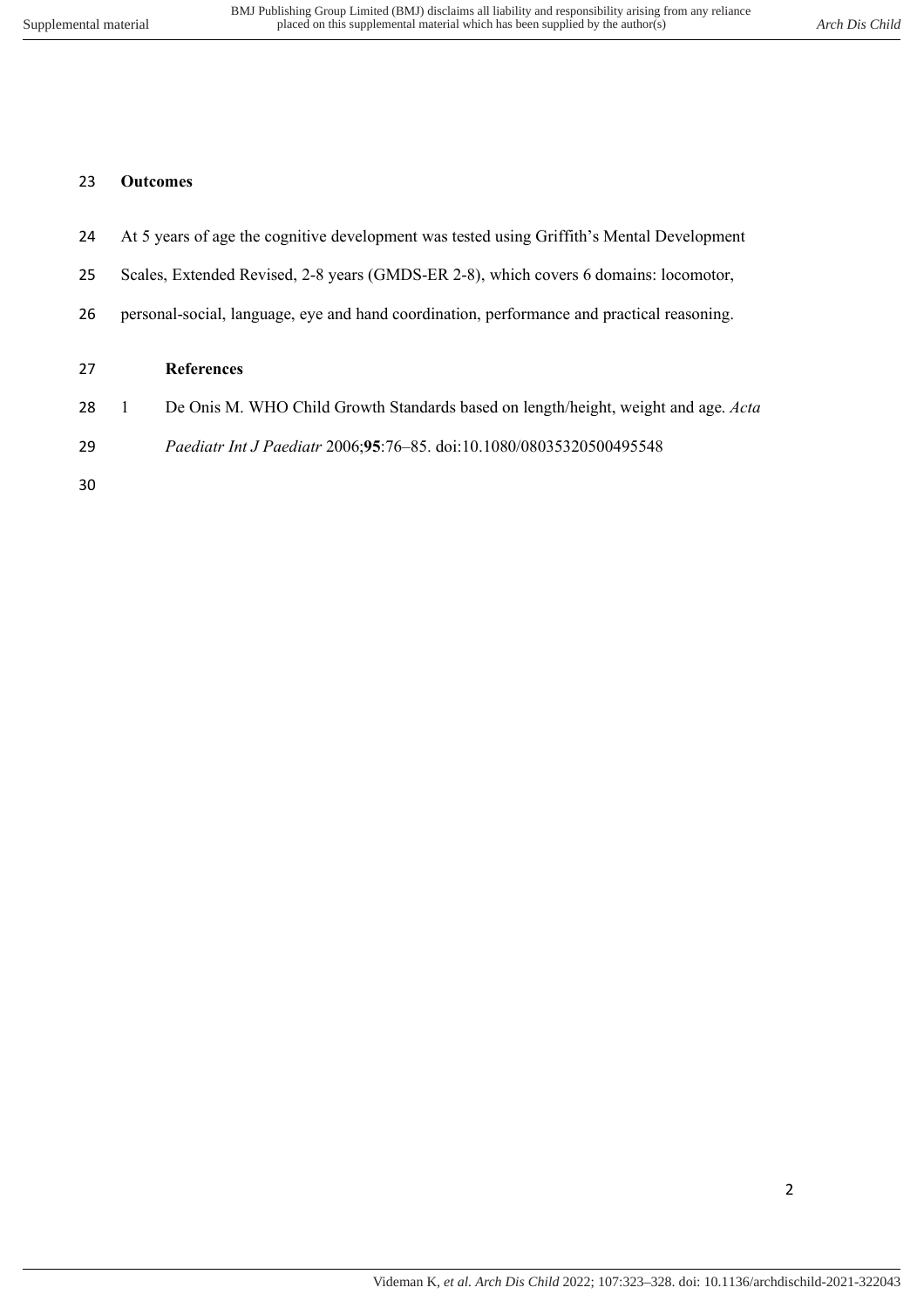## Outcomes

At 5 years of age the cognitive development was tested using Griffith's Mental Development Scales, Extended Revised, 2-8 years (GMDS-ER 2-8), which covers 6 domains: locomotor, personal-social, language, eye and hand coordination, performance and practical reasoning.

## References

1. De Onis M. WHO Child Growth Standards based on length/height, weight and age. *Acta Paediatr Int J Paediatr* 2006;**95**:76–85. doi:10.1080/08035320500495548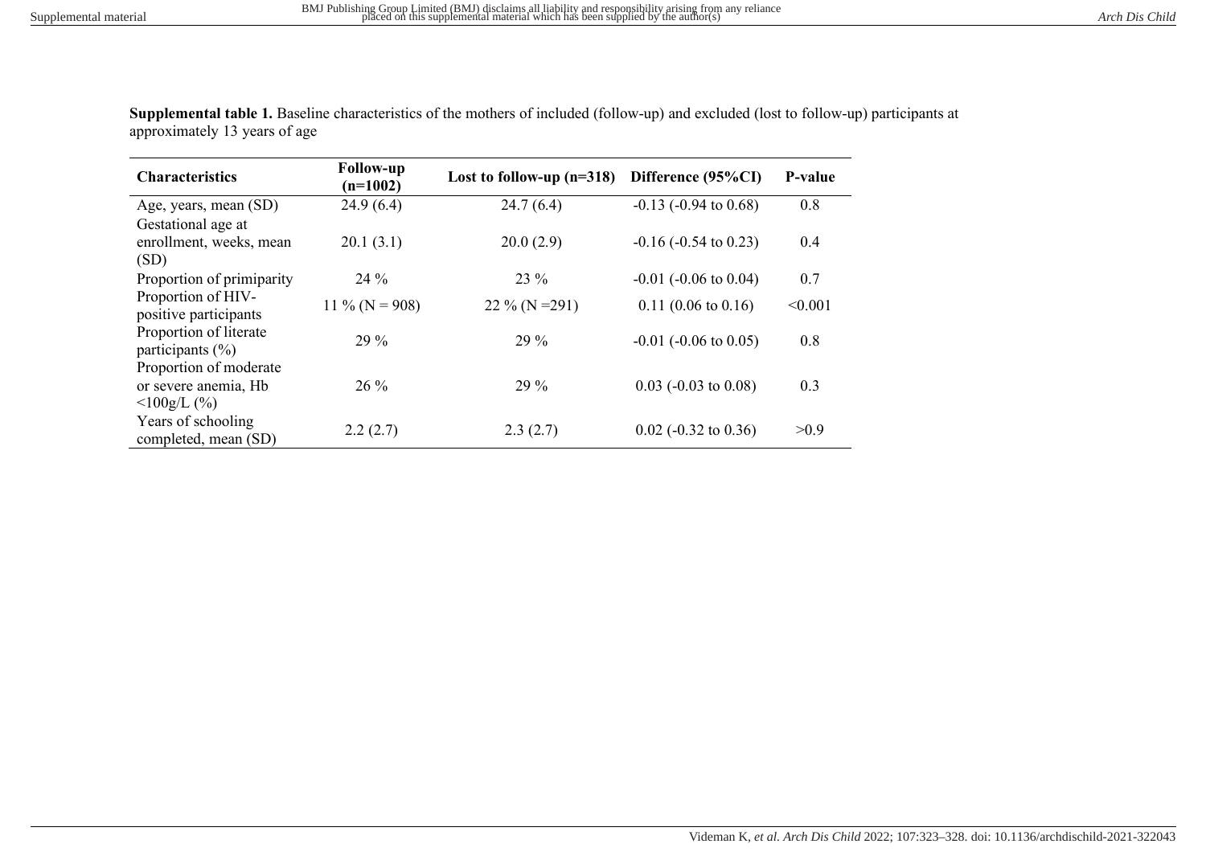**Supplemental table 1.** Baseline characteristics of the mothers of included (follow-up) and excluded (lost to follow-up) participants at approximately 13 years of age

| Characteristics | Follow-up (n=1002) | Lost to follow-up (n=318) | Difference (95%CI) | P-value |
|---|---|---|---|---|
| Age, years, mean (SD) | 24.9 (6.4) | 24.7 (6.4) | -0.13 (-0.94 to 0.68) | 0.8 |
| Gestational age at enrollment, weeks, mean (SD) | 20.1 (3.1) | 20.0 (2.9) | -0.16 (-0.54 to 0.23) | 0.4 |
| Proportion of primiparity | 24 % | 23 % | -0.01 (-0.06 to 0.04) | 0.7 |
| Proportion of HIV-positive participants | 11 % (N = 908) | 22 % (N =291) | 0.11 (0.06 to 0.16) | <0.001 |
| Proportion of literate participants (%) | 29 % | 29 % | -0.01 (-0.06 to 0.05) | 0.8 |
| Proportion of moderate or severe anemia, Hb <100g/L (%) | 26 % | 29 % | 0.03 (-0.03 to 0.08) | 0.3 |
| Years of schooling completed, mean (SD) | 2.2 (2.7) | 2.3 (2.7) | 0.02 (-0.32 to 0.36) | >0.9 |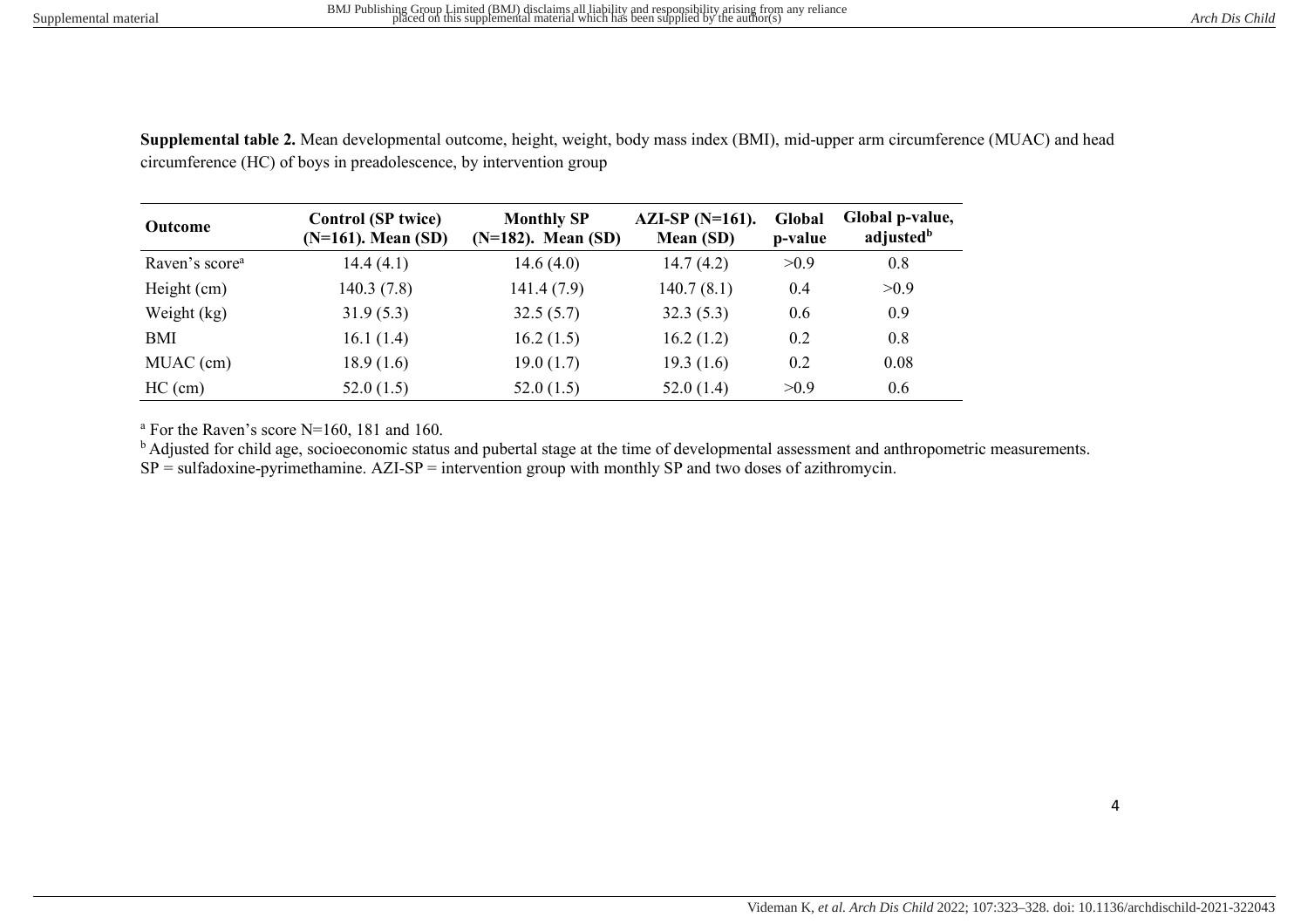**Supplemental table 2.** Mean developmental outcome, height, weight, body mass index (BMI), mid-upper arm circumference (MUAC) and head circumference (HC) of boys in preadolescence, by intervention group

| Outcome | Control (SP twice) (N=161). Mean (SD) | Monthly SP (N=182). Mean (SD) | AZI-SP (N=161). Mean (SD) | Global p-value | Global p-value, adjusted[b] |
|---|---|---|---|---|---|
| Raven's score[a] | 14.4 (4.1) | 14.6 (4.0) | 14.7 (4.2) | >0.9 | 0.8 |
| Height (cm) | 140.3 (7.8) | 141.4 (7.9) | 140.7 (8.1) | 0.4 | >0.9 |
| Weight (kg) | 31.9 (5.3) | 32.5 (5.7) | 32.3 (5.3) | 0.6 | 0.9 |
| BMI | 16.1 (1.4) | 16.2 (1.5) | 16.2 (1.2) | 0.2 | 0.8 |
| MUAC (cm) | 18.9 (1.6) | 19.0 (1.7) | 19.3 (1.6) | 0.2 | 0.08 |
| HC (cm) | 52.0 (1.5) | 52.0 (1.5) | 52.0 (1.4) | >0.9 | 0.6 |

[a] For the Raven's score N=160, 181 and 160.
[b] Adjusted for child age, socioeconomic status and pubertal stage at the time of developmental assessment and anthropometric measurements.
SP = sulfadoxine-pyrimethamine. AZI-SP = intervention group with monthly SP and two doses of azithromycin.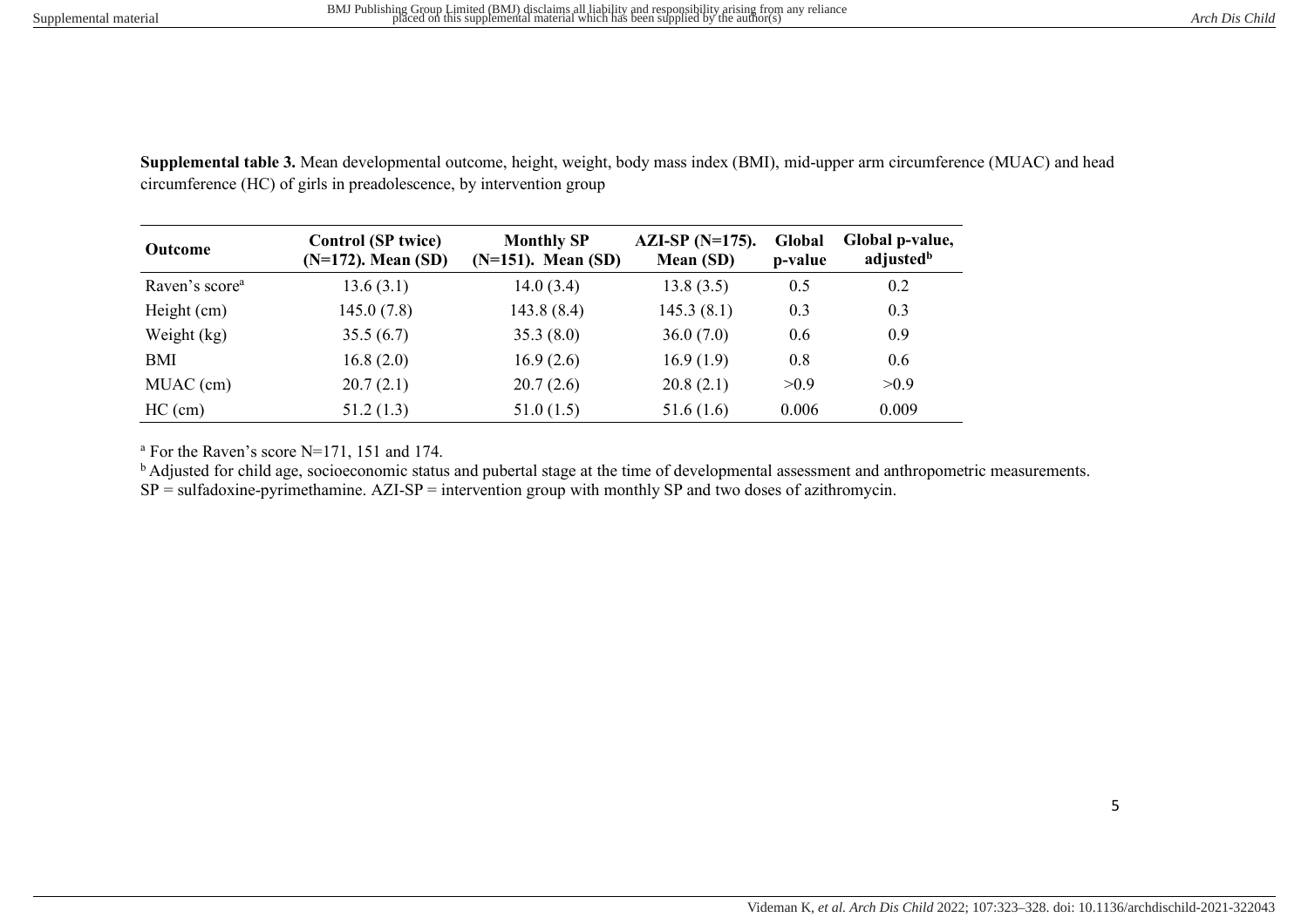**Supplemental table 3.** Mean developmental outcome, height, weight, body mass index (BMI), mid-upper arm circumference (MUAC) and head circumference (HC) of girls in preadolescence, by intervention group

| Outcome | Control (SP twice) (N=172). Mean (SD) | Monthly SP (N=151). Mean (SD) | AZI-SP (N=175). Mean (SD) | Global p-value | Global p-value, adjusted[b] |
|---|---|---|---|---|---|
| Raven's score[a] | 13.6 (3.1) | 14.0 (3.4) | 13.8 (3.5) | 0.5 | 0.2 |
| Height (cm) | 145.0 (7.8) | 143.8 (8.4) | 145.3 (8.1) | 0.3 | 0.3 |
| Weight (kg) | 35.5 (6.7) | 35.3 (8.0) | 36.0 (7.0) | 0.6 | 0.9 |
| BMI | 16.8 (2.0) | 16.9 (2.6) | 16.9 (1.9) | 0.8 | 0.6 |
| MUAC (cm) | 20.7 (2.1) | 20.7 (2.6) | 20.8 (2.1) | >0.9 | >0.9 |
| HC (cm) | 51.2 (1.3) | 51.0 (1.5) | 51.6 (1.6) | 0.006 | 0.009 |

[a] For the Raven's score N=171, 151 and 174.
[b] Adjusted for child age, socioeconomic status and pubertal stage at the time of developmental assessment and anthropometric measurements.
SP = sulfadoxine-pyrimethamine. AZI-SP = intervention group with monthly SP and two doses of azithromycin.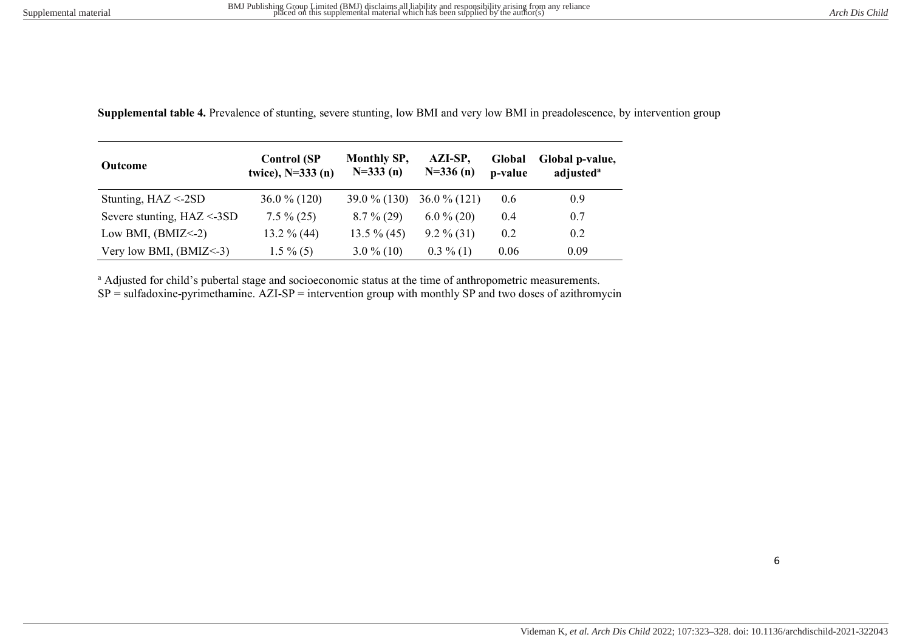**Supplemental table 4.** Prevalence of stunting, severe stunting, low BMI and very low BMI in preadolescence, by intervention group

| Outcome | Control (SP twice), N=333 (n) | Monthly SP, N=333 (n) | AZI-SP, N=336 (n) | Global p-value | Global p-value, adjusted[a] |
|---|---|---|---|---|---|
| Stunting, HAZ <-2SD | 36.0 % (120) | 39.0 % (130) | 36.0 % (121) | 0.6 | 0.9 |
| Severe stunting, HAZ <-3SD | 7.5 % (25) | 8.7 % (29) | 6.0 % (20) | 0.4 | 0.7 |
| Low BMI, (BMIZ<-2) | 13.2 % (44) | 13.5 % (45) | 9.2 % (31) | 0.2 | 0.2 |
| Very low BMI, (BMIZ<-3) | 1.5 % (5) | 3.0 % (10) | 0.3 % (1) | 0.06 | 0.09 |

[a] Adjusted for child's pubertal stage and socioeconomic status at the time of anthropometric measurements.
SP = sulfadoxine-pyrimethamine. AZI-SP = intervention group with monthly SP and two doses of azithromycin